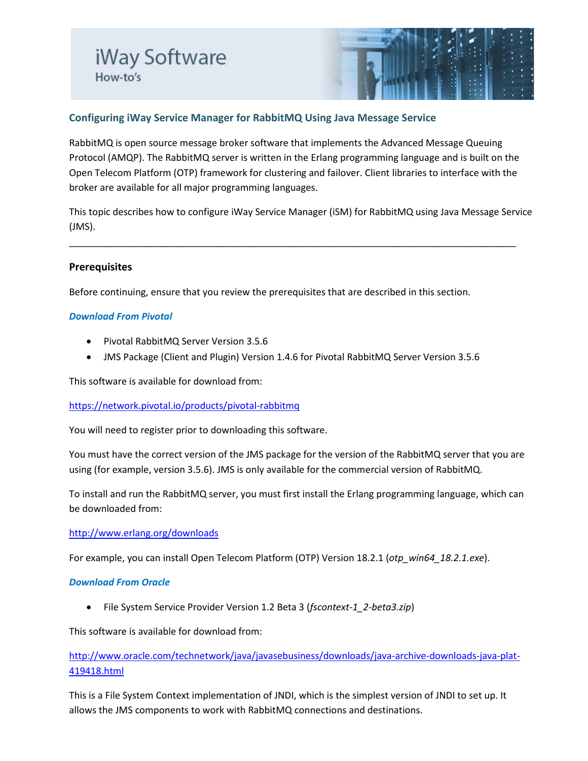# iWay Software

How-to's

## Configuring iWay Service Manager for RabbitMQ Using Java Message Service

RabbitMQ is open source message broker software that implements the Advanced Message Queuing Protocol (AMQP). The RabbitMQ server is written in the Erlang programming language and is built on the Open Telecom Platform (OTP) framework for clustering and failover. Client libraries to interface with the broker are available for all major programming languages.

This topic describes how to configure iWay Service Manager (iSM) for RabbitMQ using Java Message Service (JMS).

---

### Prerequisites

Before continuing, ensure that you review the prerequisites that are described in this section.

***Download From Pivotal***

- Pivotal RabbitMQ Server Version 3.5.6
- JMS Package (Client and Plugin) Version 1.4.6 for Pivotal RabbitMQ Server Version 3.5.6

This software is available for download from:

https://network.pivotal.io/products/pivotal-rabbitmq

You will need to register prior to downloading this software.

You must have the correct version of the JMS package for the version of the RabbitMQ server that you are using (for example, version 3.5.6). JMS is only available for the commercial version of RabbitMQ.

To install and run the RabbitMQ server, you must first install the Erlang programming language, which can be downloaded from:

http://www.erlang.org/downloads

For example, you can install Open Telecom Platform (OTP) Version 18.2.1 (*otp_win64_18.2.1.exe*).

***Download From Oracle***

- File System Service Provider Version 1.2 Beta 3 (*fscontext-1_2-beta3.zip*)

This software is available for download from:

http://www.oracle.com/technetwork/java/javasebusiness/downloads/java-archive-downloads-java-plat-419418.html

This is a File System Context implementation of JNDI, which is the simplest version of JNDI to set up. It allows the JMS components to work with RabbitMQ connections and destinations.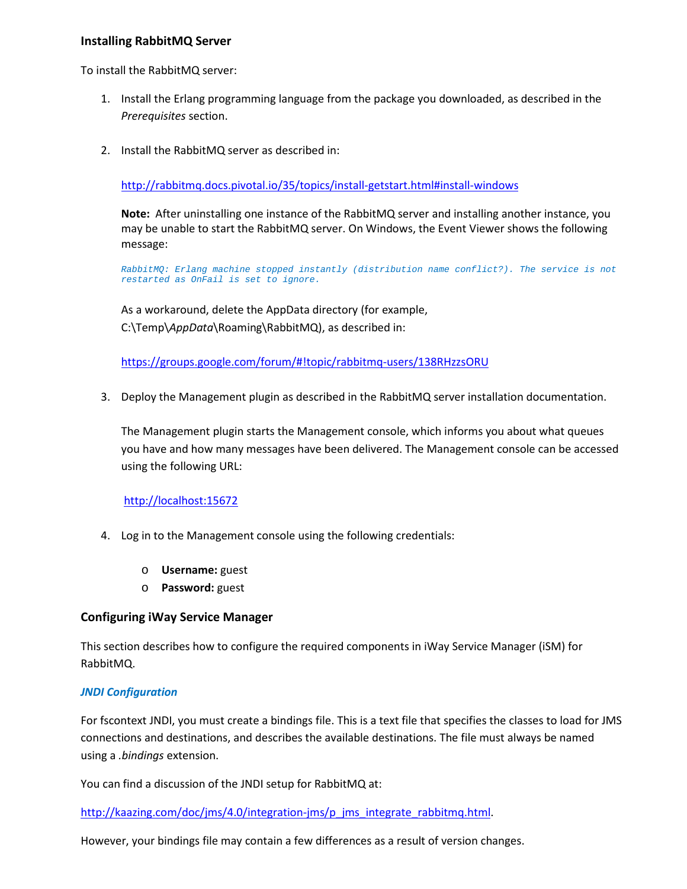### Installing RabbitMQ Server

To install the RabbitMQ server:

1. Install the Erlang programming language from the package you downloaded, as described in the *Prerequisites* section.

2. Install the RabbitMQ server as described in:

   http://rabbitmq.docs.pivotal.io/35/topics/install-getstart.html#install-windows

   **Note:** After uninstalling one instance of the RabbitMQ server and installing another instance, you may be unable to start the RabbitMQ server. On Windows, the Event Viewer shows the following message:

   ```
   RabbitMQ: Erlang machine stopped instantly (distribution name conflict?). The service is not restarted as OnFail is set to ignore.
   ```

   As a workaround, delete the AppData directory (for example, C:\Temp\*AppData*\Roaming\RabbitMQ), as described in:

   https://groups.google.com/forum/#!topic/rabbitmq-users/138RHzzsORU

3. Deploy the Management plugin as described in the RabbitMQ server installation documentation.

   The Management plugin starts the Management console, which informs you about what queues you have and how many messages have been delivered. The Management console can be accessed using the following URL:

   http://localhost:15672

4. Log in to the Management console using the following credentials:

   - **Username:** guest
   - **Password:** guest

### Configuring iWay Service Manager

This section describes how to configure the required components in iWay Service Manager (iSM) for RabbitMQ.

#### *JNDI Configuration*

For fscontext JNDI, you must create a bindings file. This is a text file that specifies the classes to load for JMS connections and destinations, and describes the available destinations. The file must always be named using a *.bindings* extension.

You can find a discussion of the JNDI setup for RabbitMQ at:

http://kaazing.com/doc/jms/4.0/integration-jms/p_jms_integrate_rabbitmq.html.

However, your bindings file may contain a few differences as a result of version changes.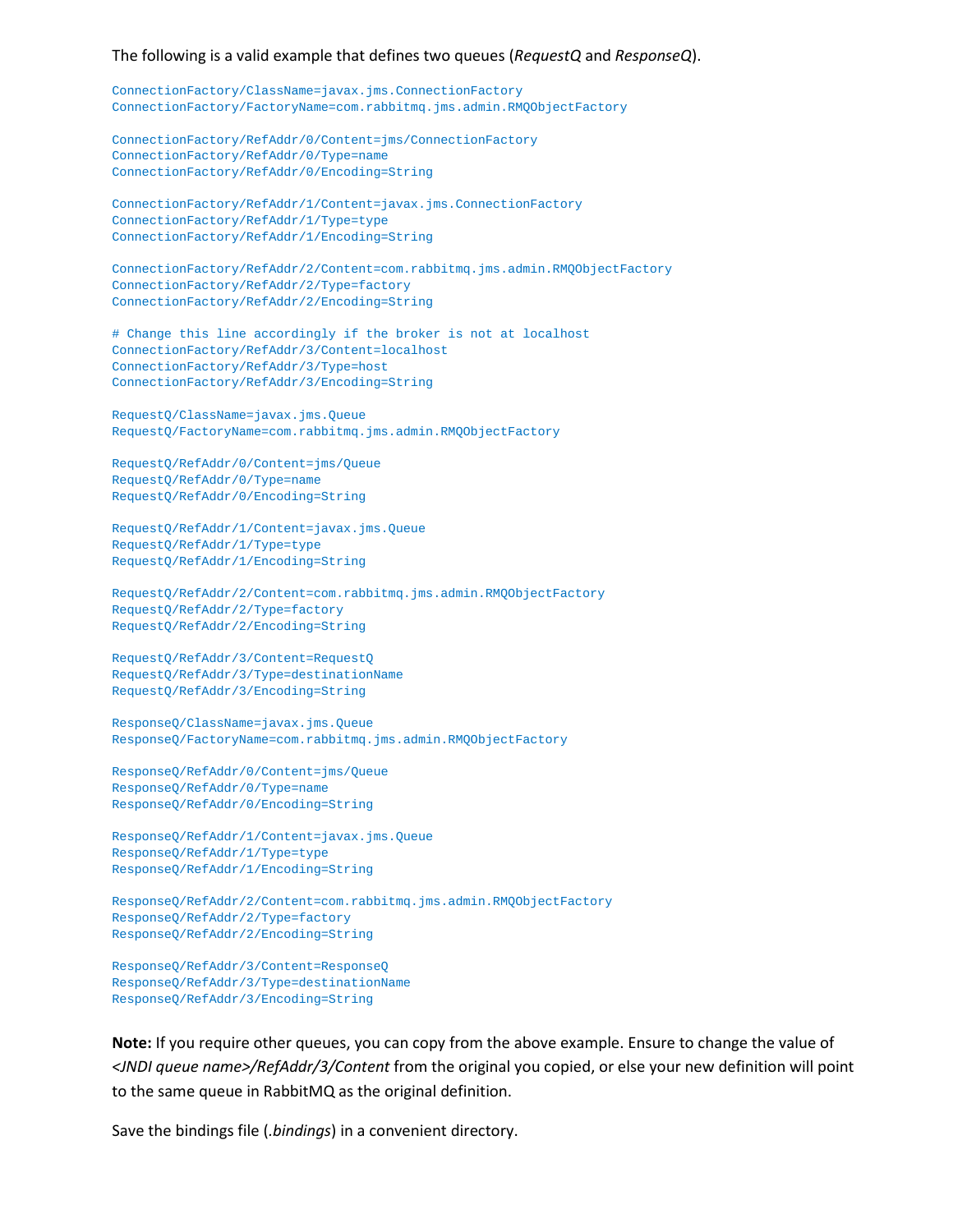The following is a valid example that defines two queues (*RequestQ* and *ResponseQ*).

```
ConnectionFactory/ClassName=javax.jms.ConnectionFactory
ConnectionFactory/FactoryName=com.rabbitmq.jms.admin.RMQObjectFactory

ConnectionFactory/RefAddr/0/Content=jms/ConnectionFactory
ConnectionFactory/RefAddr/0/Type=name
ConnectionFactory/RefAddr/0/Encoding=String

ConnectionFactory/RefAddr/1/Content=javax.jms.ConnectionFactory
ConnectionFactory/RefAddr/1/Type=type
ConnectionFactory/RefAddr/1/Encoding=String

ConnectionFactory/RefAddr/2/Content=com.rabbitmq.jms.admin.RMQObjectFactory
ConnectionFactory/RefAddr/2/Type=factory
ConnectionFactory/RefAddr/2/Encoding=String

# Change this line accordingly if the broker is not at localhost
ConnectionFactory/RefAddr/3/Content=localhost
ConnectionFactory/RefAddr/3/Type=host
ConnectionFactory/RefAddr/3/Encoding=String

RequestQ/ClassName=javax.jms.Queue
RequestQ/FactoryName=com.rabbitmq.jms.admin.RMQObjectFactory

RequestQ/RefAddr/0/Content=jms/Queue
RequestQ/RefAddr/0/Type=name
RequestQ/RefAddr/0/Encoding=String

RequestQ/RefAddr/1/Content=javax.jms.Queue
RequestQ/RefAddr/1/Type=type
RequestQ/RefAddr/1/Encoding=String

RequestQ/RefAddr/2/Content=com.rabbitmq.jms.admin.RMQObjectFactory
RequestQ/RefAddr/2/Type=factory
RequestQ/RefAddr/2/Encoding=String

RequestQ/RefAddr/3/Content=RequestQ
RequestQ/RefAddr/3/Type=destinationName
RequestQ/RefAddr/3/Encoding=String

ResponseQ/ClassName=javax.jms.Queue
ResponseQ/FactoryName=com.rabbitmq.jms.admin.RMQObjectFactory

ResponseQ/RefAddr/0/Content=jms/Queue
ResponseQ/RefAddr/0/Type=name
ResponseQ/RefAddr/0/Encoding=String

ResponseQ/RefAddr/1/Content=javax.jms.Queue
ResponseQ/RefAddr/1/Type=type
ResponseQ/RefAddr/1/Encoding=String

ResponseQ/RefAddr/2/Content=com.rabbitmq.jms.admin.RMQObjectFactory
ResponseQ/RefAddr/2/Type=factory
ResponseQ/RefAddr/2/Encoding=String

ResponseQ/RefAddr/3/Content=ResponseQ
ResponseQ/RefAddr/3/Type=destinationName
ResponseQ/RefAddr/3/Encoding=String
```

**Note:** If you require other queues, you can copy from the above example. Ensure to change the value of *<JNDI queue name>/RefAddr/3/Content* from the original you copied, or else your new definition will point to the same queue in RabbitMQ as the original definition.

Save the bindings file (*.bindings*) in a convenient directory.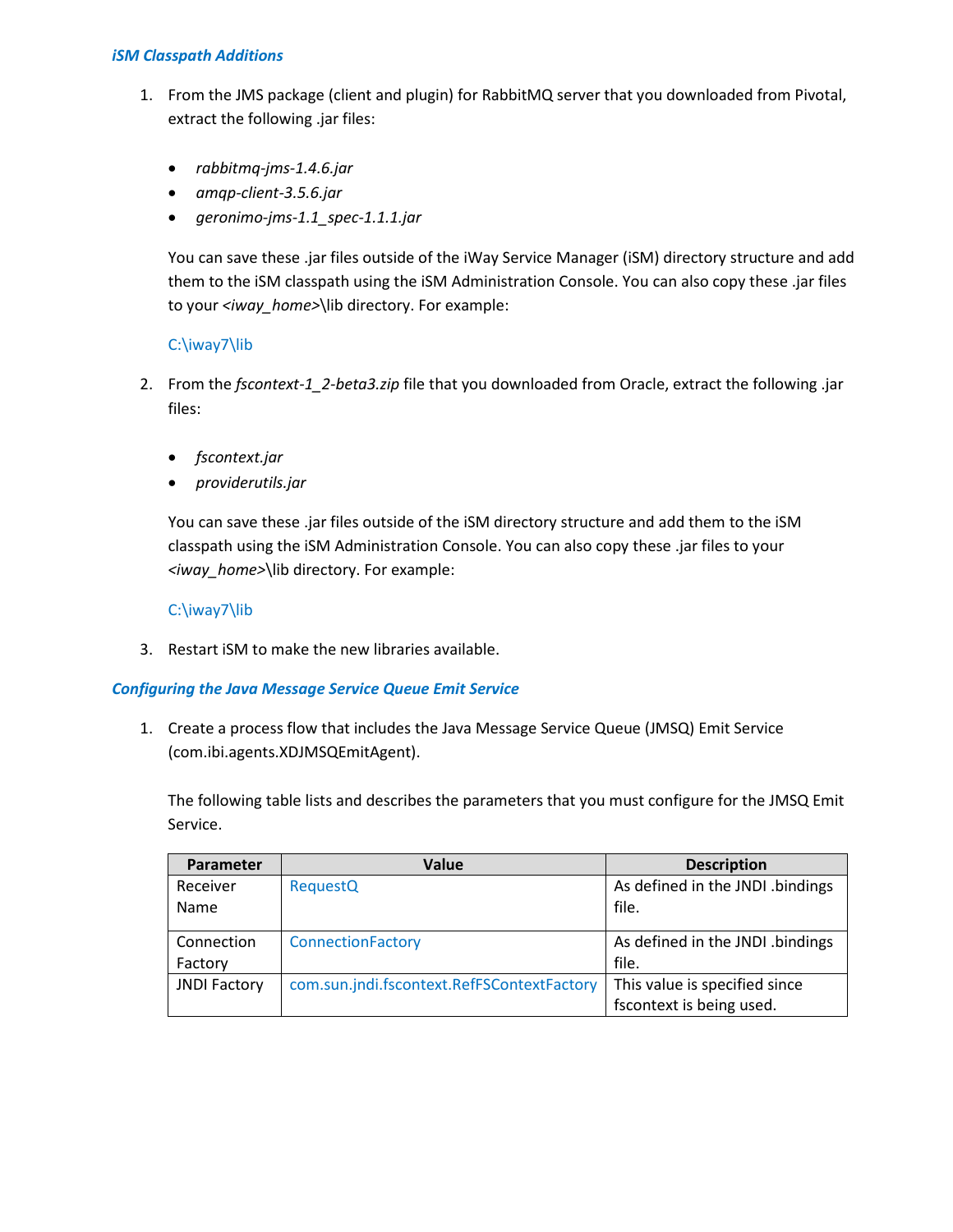### *iSM Classpath Additions*

1. From the JMS package (client and plugin) for RabbitMQ server that you downloaded from Pivotal, extract the following .jar files:

   - *rabbitmq-jms-1.4.6.jar*
   - *amqp-client-3.5.6.jar*
   - *geronimo-jms-1.1_spec-1.1.1.jar*

   You can save these .jar files outside of the iWay Service Manager (iSM) directory structure and add them to the iSM classpath using the iSM Administration Console. You can also copy these .jar files to your *<iway_home>*\lib directory. For example:

   C:\iway7\lib

2. From the *fscontext-1_2-beta3.zip* file that you downloaded from Oracle, extract the following .jar files:

   - *fscontext.jar*
   - *providerutils.jar*

   You can save these .jar files outside of the iSM directory structure and add them to the iSM classpath using the iSM Administration Console. You can also copy these .jar files to your *<iway_home>*\lib directory. For example:

   C:\iway7\lib

3. Restart iSM to make the new libraries available.

### *Configuring the Java Message Service Queue Emit Service*

1. Create a process flow that includes the Java Message Service Queue (JMSQ) Emit Service (com.ibi.agents.XDJMSQEmitAgent).

   The following table lists and describes the parameters that you must configure for the JMSQ Emit Service.

| Parameter | Value | Description |
|---|---|---|
| Receiver Name | RequestQ | As defined in the JNDI .bindings file. |
| Connection Factory | ConnectionFactory | As defined in the JNDI .bindings file. |
| JNDI Factory | com.sun.jndi.fscontext.RefFSContextFactory | This value is specified since fscontext is being used. |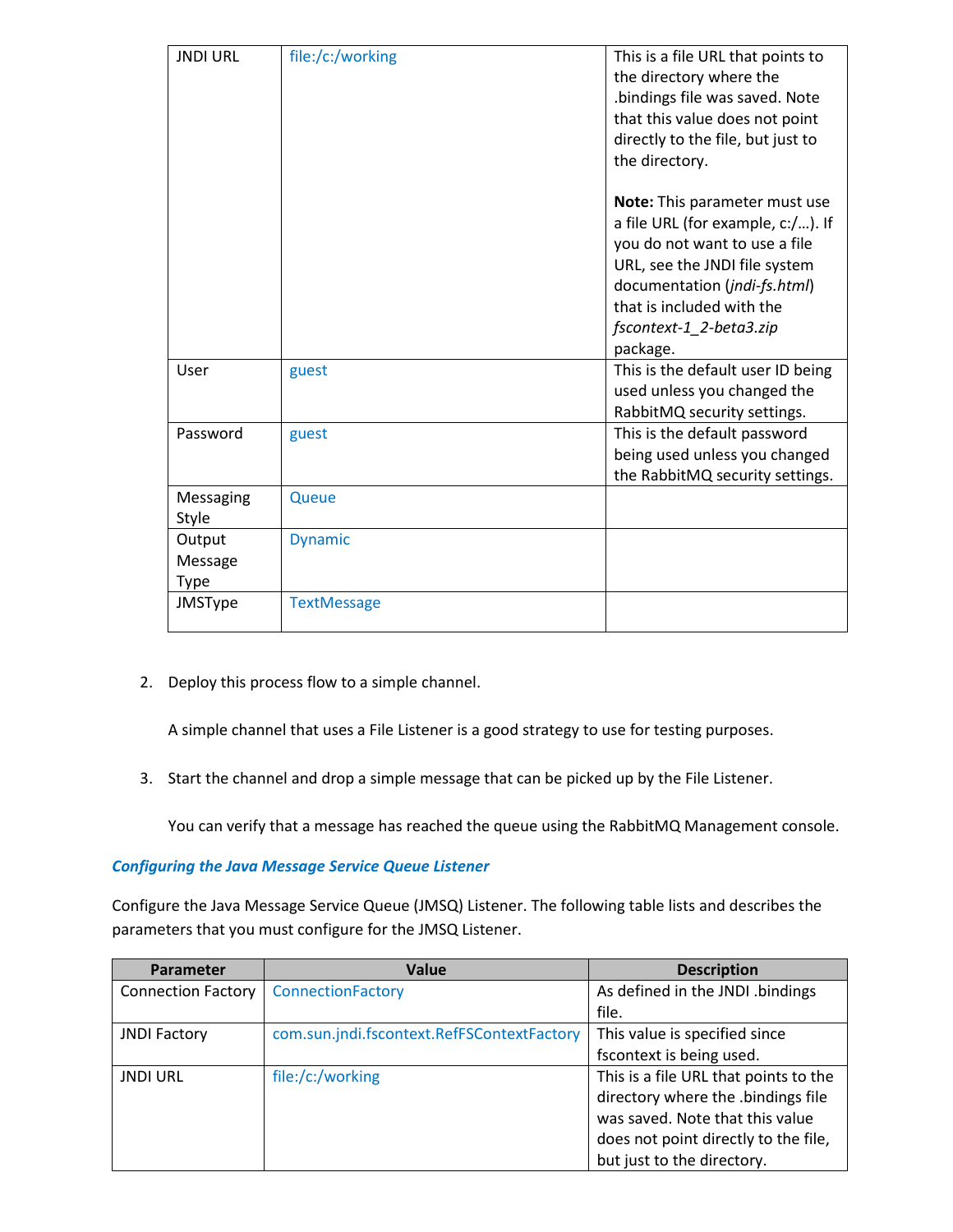| | | |
|---|---|---|
| JNDI URL | file:/c:/working | This is a file URL that points to the directory where the .bindings file was saved. Note that this value does not point directly to the file, but just to the directory.<br><br>**Note:** This parameter must use a file URL (for example, c:/…). If you do not want to use a file URL, see the JNDI file system documentation (*jndi-fs.html*) that is included with the *fscontext-1_2-beta3.zip* package. |
| User | guest | This is the default user ID being used unless you changed the RabbitMQ security settings. |
| Password | guest | This is the default password being used unless you changed the RabbitMQ security settings. |
| Messaging Style | Queue | |
| Output Message Type | Dynamic | |
| JMSType | TextMessage | |

2. Deploy this process flow to a simple channel.

   A simple channel that uses a File Listener is a good strategy to use for testing purposes.

3. Start the channel and drop a simple message that can be picked up by the File Listener.

   You can verify that a message has reached the queue using the RabbitMQ Management console.

### *Configuring the Java Message Service Queue Listener*

Configure the Java Message Service Queue (JMSQ) Listener. The following table lists and describes the parameters that you must configure for the JMSQ Listener.

| Parameter | Value | Description |
|---|---|---|
| Connection Factory | ConnectionFactory | As defined in the JNDI .bindings file. |
| JNDI Factory | com.sun.jndi.fscontext.RefFSContextFactory | This value is specified since fscontext is being used. |
| JNDI URL | file:/c:/working | This is a file URL that points to the directory where the .bindings file was saved. Note that this value does not point directly to the file, but just to the directory. |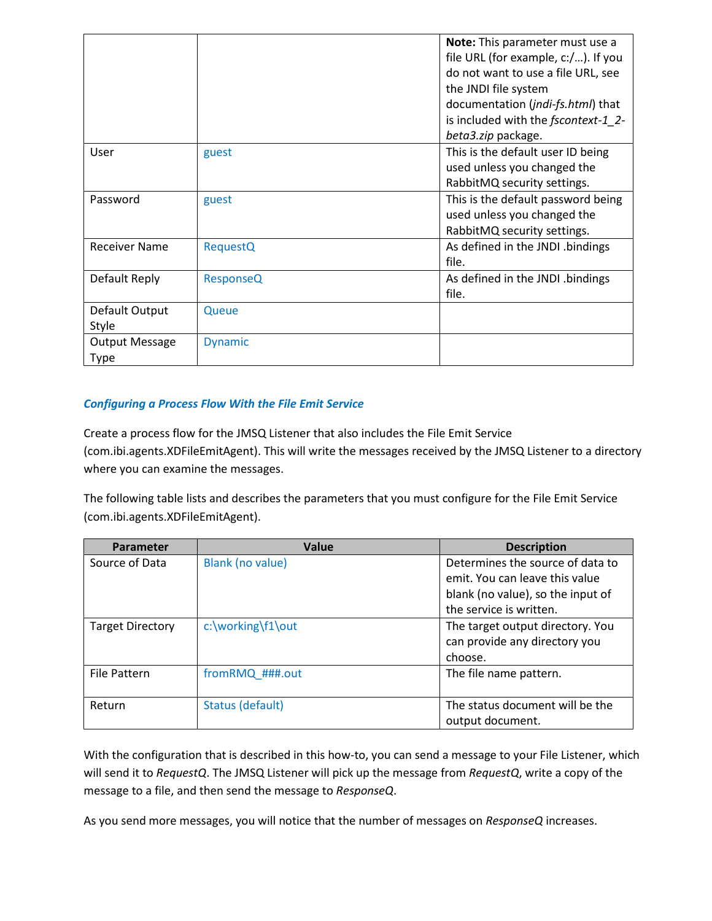| | | |
|---|---|---|
| | | **Note:** This parameter must use a file URL (for example, c:/…). If you do not want to use a file URL, see the JNDI file system documentation (*jndi-fs.html*) that is included with the *fscontext-1_2-beta3.zip* package. |
| User | guest | This is the default user ID being used unless you changed the RabbitMQ security settings. |
| Password | guest | This is the default password being used unless you changed the RabbitMQ security settings. |
| Receiver Name | RequestQ | As defined in the JNDI .bindings file. |
| Default Reply | ResponseQ | As defined in the JNDI .bindings file. |
| Default Output Style | Queue | |
| Output Message Type | Dynamic | |

### *Configuring a Process Flow With the File Emit Service*

Create a process flow for the JMSQ Listener that also includes the File Emit Service (com.ibi.agents.XDFileEmitAgent). This will write the messages received by the JMSQ Listener to a directory where you can examine the messages.

The following table lists and describes the parameters that you must configure for the File Emit Service (com.ibi.agents.XDFileEmitAgent).

| Parameter | Value | Description |
|---|---|---|
| Source of Data | Blank (no value) | Determines the source of data to emit. You can leave this value blank (no value), so the input of the service is written. |
| Target Directory | c:\working\f1\out | The target output directory. You can provide any directory you choose. |
| File Pattern | fromRMQ_###.out | The file name pattern. |
| Return | Status (default) | The status document will be the output document. |

With the configuration that is described in this how-to, you can send a message to your File Listener, which will send it to *RequestQ*. The JMSQ Listener will pick up the message from *RequestQ*, write a copy of the message to a file, and then send the message to *ResponseQ*.

As you send more messages, you will notice that the number of messages on *ResponseQ* increases.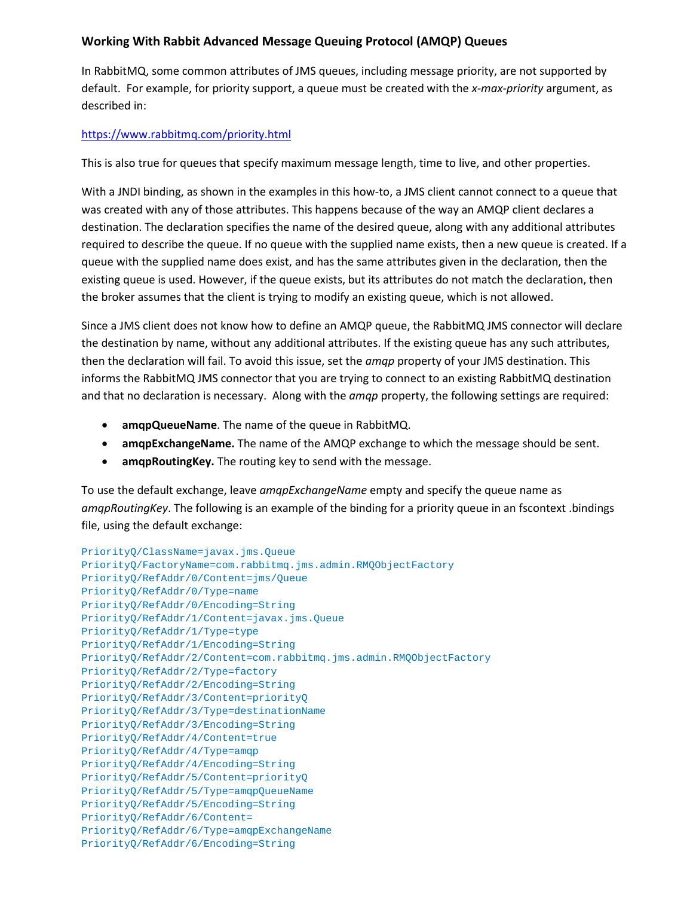### Working With Rabbit Advanced Message Queuing Protocol (AMQP) Queues

In RabbitMQ, some common attributes of JMS queues, including message priority, are not supported by default. For example, for priority support, a queue must be created with the *x-max-priority* argument, as described in:

https://www.rabbitmq.com/priority.html

This is also true for queues that specify maximum message length, time to live, and other properties.

With a JNDI binding, as shown in the examples in this how-to, a JMS client cannot connect to a queue that was created with any of those attributes. This happens because of the way an AMQP client declares a destination. The declaration specifies the name of the desired queue, along with any additional attributes required to describe the queue. If no queue with the supplied name exists, then a new queue is created. If a queue with the supplied name does exist, and has the same attributes given in the declaration, then the existing queue is used. However, if the queue exists, but its attributes do not match the declaration, then the broker assumes that the client is trying to modify an existing queue, which is not allowed.

Since a JMS client does not know how to define an AMQP queue, the RabbitMQ JMS connector will declare the destination by name, without any additional attributes. If the existing queue has any such attributes, then the declaration will fail. To avoid this issue, set the *amqp* property of your JMS destination. This informs the RabbitMQ JMS connector that you are trying to connect to an existing RabbitMQ destination and that no declaration is necessary. Along with the *amqp* property, the following settings are required:

- **amqpQueueName**. The name of the queue in RabbitMQ.
- **amqpExchangeName.** The name of the AMQP exchange to which the message should be sent.
- **amqpRoutingKey.** The routing key to send with the message.

To use the default exchange, leave *amqpExchangeName* empty and specify the queue name as *amqpRoutingKey*. The following is an example of the binding for a priority queue in an fscontext .bindings file, using the default exchange:

```
PriorityQ/ClassName=javax.jms.Queue
PriorityQ/FactoryName=com.rabbitmq.jms.admin.RMQObjectFactory
PriorityQ/RefAddr/0/Content=jms/Queue
PriorityQ/RefAddr/0/Type=name
PriorityQ/RefAddr/0/Encoding=String
PriorityQ/RefAddr/1/Content=javax.jms.Queue
PriorityQ/RefAddr/1/Type=type
PriorityQ/RefAddr/1/Encoding=String
PriorityQ/RefAddr/2/Content=com.rabbitmq.jms.admin.RMQObjectFactory
PriorityQ/RefAddr/2/Type=factory
PriorityQ/RefAddr/2/Encoding=String
PriorityQ/RefAddr/3/Content=priorityQ
PriorityQ/RefAddr/3/Type=destinationName
PriorityQ/RefAddr/3/Encoding=String
PriorityQ/RefAddr/4/Content=true
PriorityQ/RefAddr/4/Type=amqp
PriorityQ/RefAddr/4/Encoding=String
PriorityQ/RefAddr/5/Content=priorityQ
PriorityQ/RefAddr/5/Type=amqpQueueName
PriorityQ/RefAddr/5/Encoding=String
PriorityQ/RefAddr/6/Content=
PriorityQ/RefAddr/6/Type=amqpExchangeName
PriorityQ/RefAddr/6/Encoding=String
```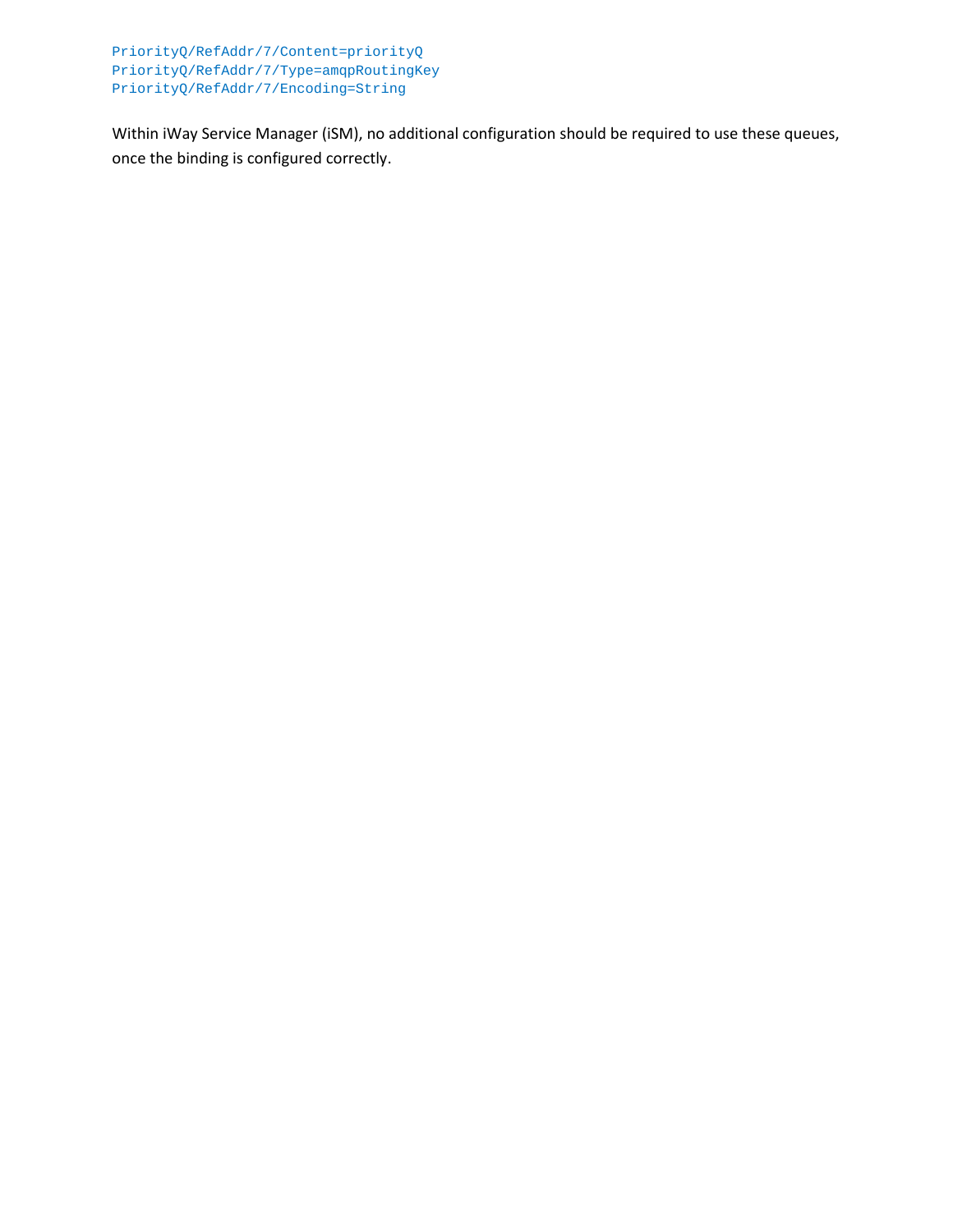```
PriorityQ/RefAddr/7/Content=priorityQ
PriorityQ/RefAddr/7/Type=amqpRoutingKey
PriorityQ/RefAddr/7/Encoding=String
```

Within iWay Service Manager (iSM), no additional configuration should be required to use these queues, once the binding is configured correctly.